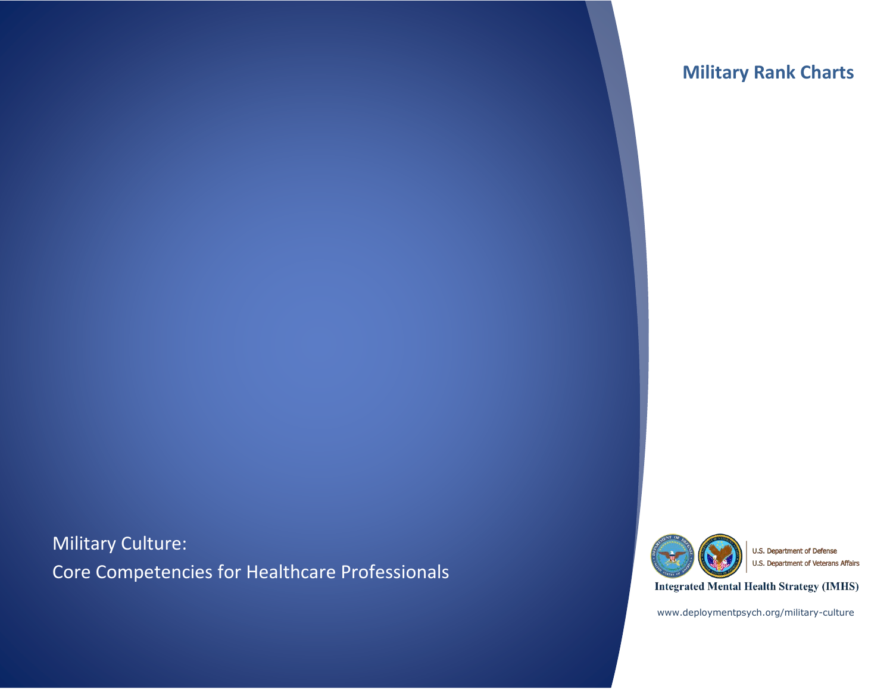# Military Rank Charts

Military Culture:
Core Competencies for Healthcare Professionals

U.S. Department of Defense
U.S. Department of Veterans Affairs

**Integrated Mental Health Strategy (IMHS)**

www.deploymentpsych.org/military-culture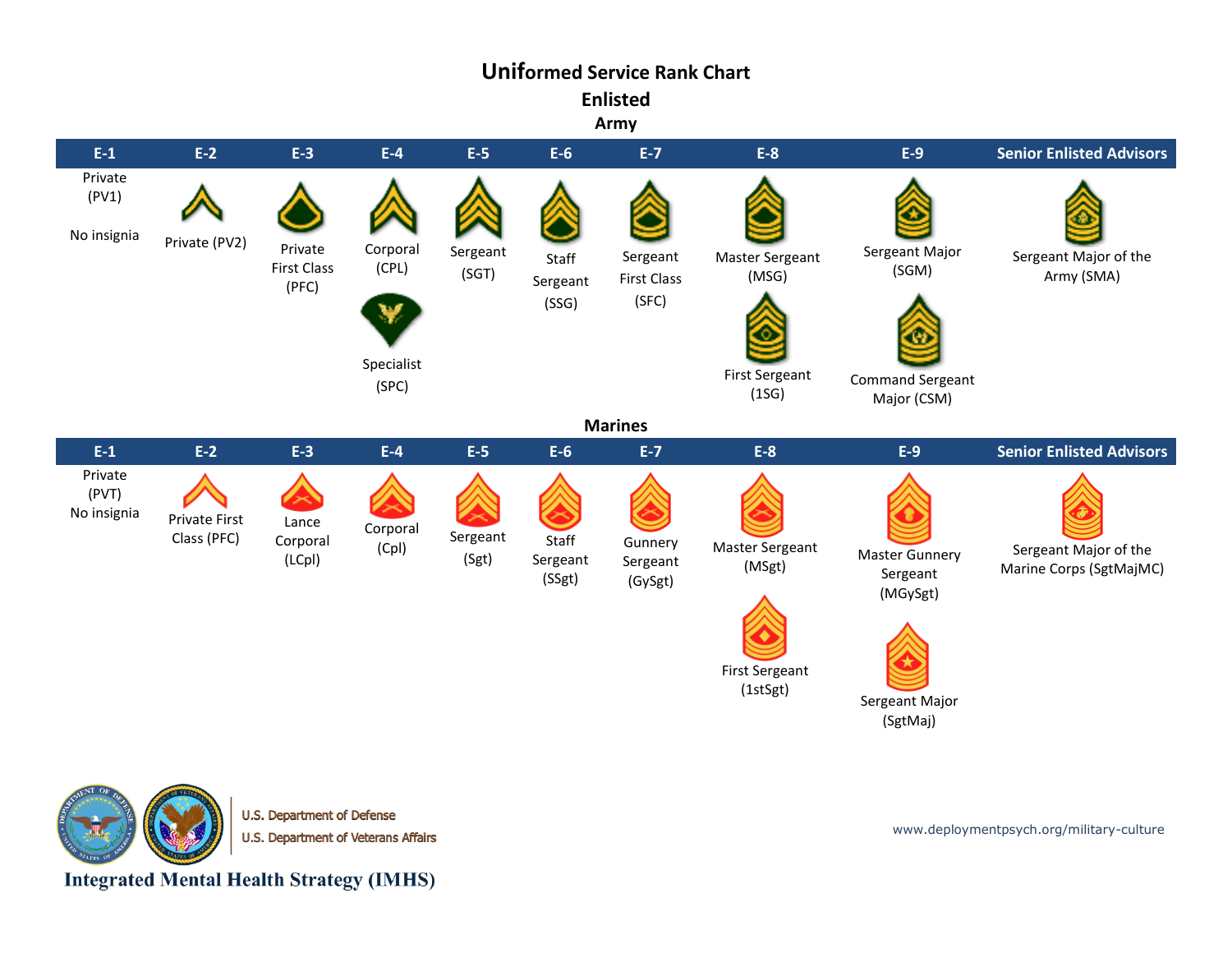# Uniformed Service Rank Chart

## Enlisted

### Army

| E-1 | E-2 | E-3 | E-4 | E-5 | E-6 | E-7 | E-8 | E-9 | Senior Enlisted Advisors |
|---|---|---|---|---|---|---|---|---|---|
| Private (PV1) No insignia | Private (PV2) | Private First Class (PFC) | Corporal (CPL) | Sergeant (SGT) | Staff Sergeant (SSG) | Sergeant First Class (SFC) | Master Sergeant (MSG) | Sergeant Major (SGM) | Sergeant Major of the Army (SMA) |
| | | | Specialist (SPC) | | | | First Sergeant (1SG) | Command Sergeant Major (CSM) | |

### Marines

| E-1 | E-2 | E-3 | E-4 | E-5 | E-6 | E-7 | E-8 | E-9 | Senior Enlisted Advisors |
|---|---|---|---|---|---|---|---|---|---|
| Private (PVT) No insignia | Private First Class (PFC) | Lance Corporal (LCpl) | Corporal (Cpl) | Sergeant (Sgt) | Staff Sergeant (SSgt) | Gunnery Sergeant (GySgt) | Master Sergeant (MSgt) | Master Gunnery Sergeant (MGySgt) | Sergeant Major of the Marine Corps (SgtMajMC) |
| | | | | | | | First Sergeant (1stSgt) | Sergeant Major (SgtMaj) | |

U.S. Department of Defense
U.S. Department of Veterans Affairs

**Integrated Mental Health Strategy (IMHS)**

www.deploymentpsych.org/military-culture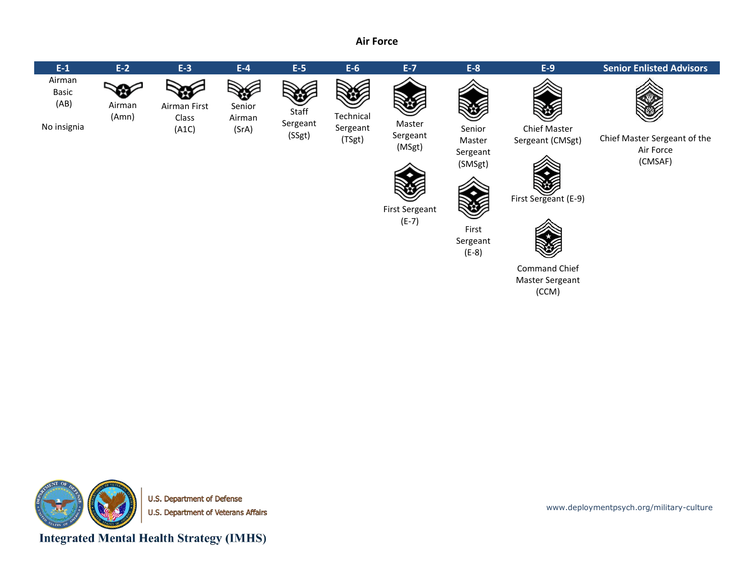## Air Force

| E-1 | E-2 | E-3 | E-4 | E-5 | E-6 | E-7 | E-8 | E-9 | Senior Enlisted Advisors |
|---|---|---|---|---|---|---|---|---|---|
| Airman Basic (AB)<br><br>No insignia | Airman (Amn) | Airman First Class (A1C) | Senior Airman (SrA) | Staff Sergeant (SSgt) | Technical Sergeant (TSgt) | Master Sergeant (MSgt) | Senior Master Sergeant (SMSgt) | Chief Master Sergeant (CMSgt) | Chief Master Sergeant of the Air Force (CMSAF) |
| | | | | | | First Sergeant (E-7) | First Sergeant (E-8) | First Sergeant (E-9) | |
| | | | | | | | | Command Chief Master Sergeant (CCM) | |

U.S. Department of Defense
U.S. Department of Veterans Affairs

**Integrated Mental Health Strategy (IMHS)**

www.deploymentpsych.org/military-culture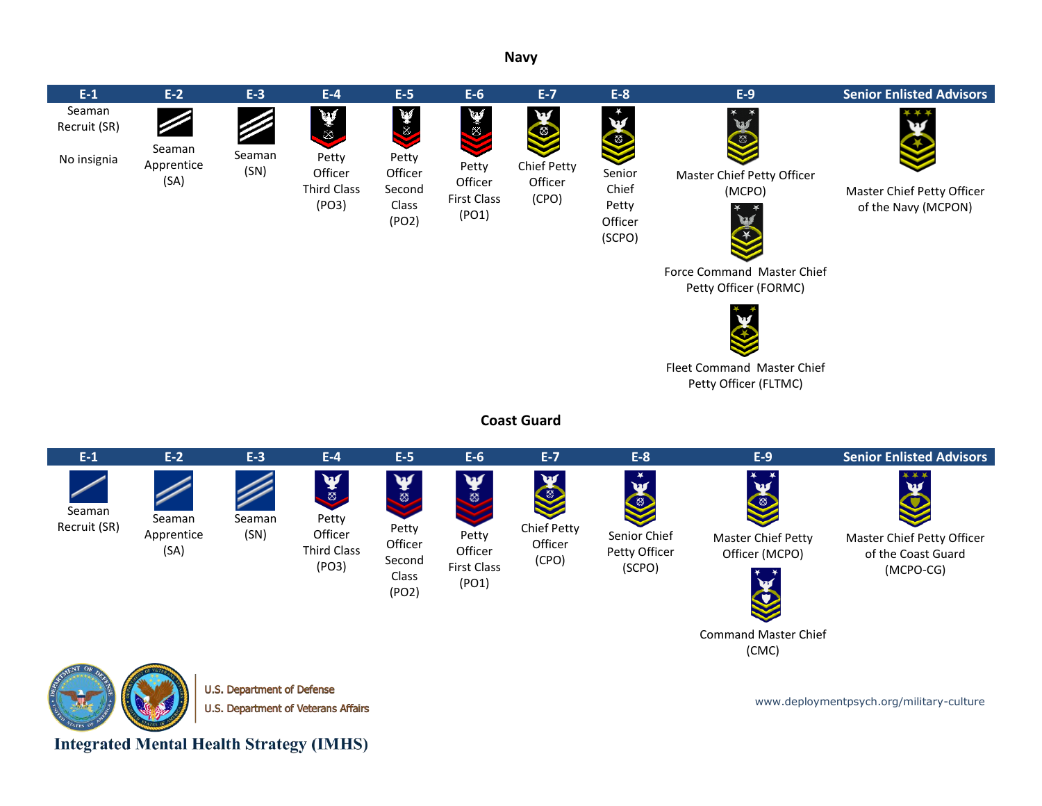## Navy

| E-1 | E-2 | E-3 | E-4 | E-5 | E-6 | E-7 | E-8 | E-9 | Senior Enlisted Advisors |
|---|---|---|---|---|---|---|---|---|---|
| Seaman Recruit (SR)<br><br>No insignia | Seaman Apprentice (SA) | Seaman (SN) | Petty Officer Third Class (PO3) | Petty Officer Second Class (PO2) | Petty Officer First Class (PO1) | Chief Petty Officer (CPO) | Senior Chief Petty Officer (SCPO) | Master Chief Petty Officer (MCPO)<br><br>Force Command Master Chief Petty Officer (FORMC)<br><br>Fleet Command Master Chief Petty Officer (FLTMC) | Master Chief Petty Officer of the Navy (MCPON) |

## Coast Guard

| E-1 | E-2 | E-3 | E-4 | E-5 | E-6 | E-7 | E-8 | E-9 | Senior Enlisted Advisors |
|---|---|---|---|---|---|---|---|---|---|
| Seaman Recruit (SR) | Seaman Apprentice (SA) | Seaman (SN) | Petty Officer Third Class (PO3) | Petty Officer Second Class (PO2) | Petty Officer First Class (PO1) | Chief Petty Officer (CPO) | Senior Chief Petty Officer (SCPO) | Master Chief Petty Officer (MCPO)<br><br>Command Master Chief (CMC) | Master Chief Petty Officer of the Coast Guard (MCPO-CG) |

U.S. Department of Defense
U.S. Department of Veterans Affairs

**Integrated Mental Health Strategy (IMHS)**

www.deploymentpsych.org/military-culture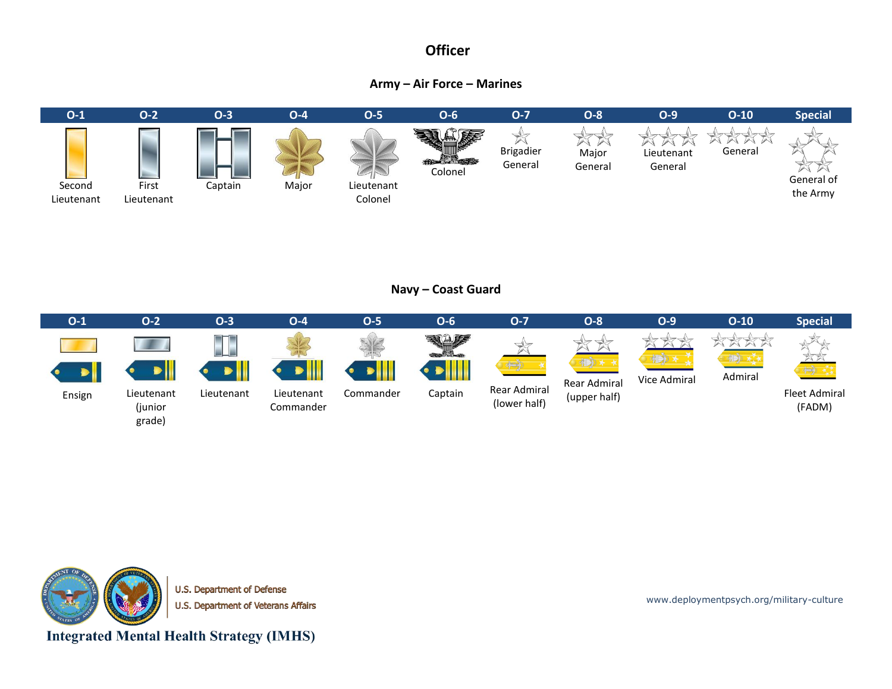# Officer

## Army – Air Force – Marines

| O-1 | O-2 | O-3 | O-4 | O-5 | O-6 | O-7 | O-8 | O-9 | O-10 | Special |
|---|---|---|---|---|---|---|---|---|---|---|
| Second Lieutenant | First Lieutenant | Captain | Major | Lieutenant Colonel | Colonel | Brigadier General | Major General | Lieutenant General | General | General of the Army |

## Navy – Coast Guard

| O-1 | O-2 | O-3 | O-4 | O-5 | O-6 | O-7 | O-8 | O-9 | O-10 | Special |
|---|---|---|---|---|---|---|---|---|---|---|
| Ensign | Lieutenant (junior grade) | Lieutenant | Lieutenant Commander | Commander | Captain | Rear Admiral (lower half) | Rear Admiral (upper half) | Vice Admiral | Admiral | Fleet Admiral (FADM) |

U.S. Department of Defense
U.S. Department of Veterans Affairs

Integrated Mental Health Strategy (IMHS)

www.deploymentpsych.org/military-culture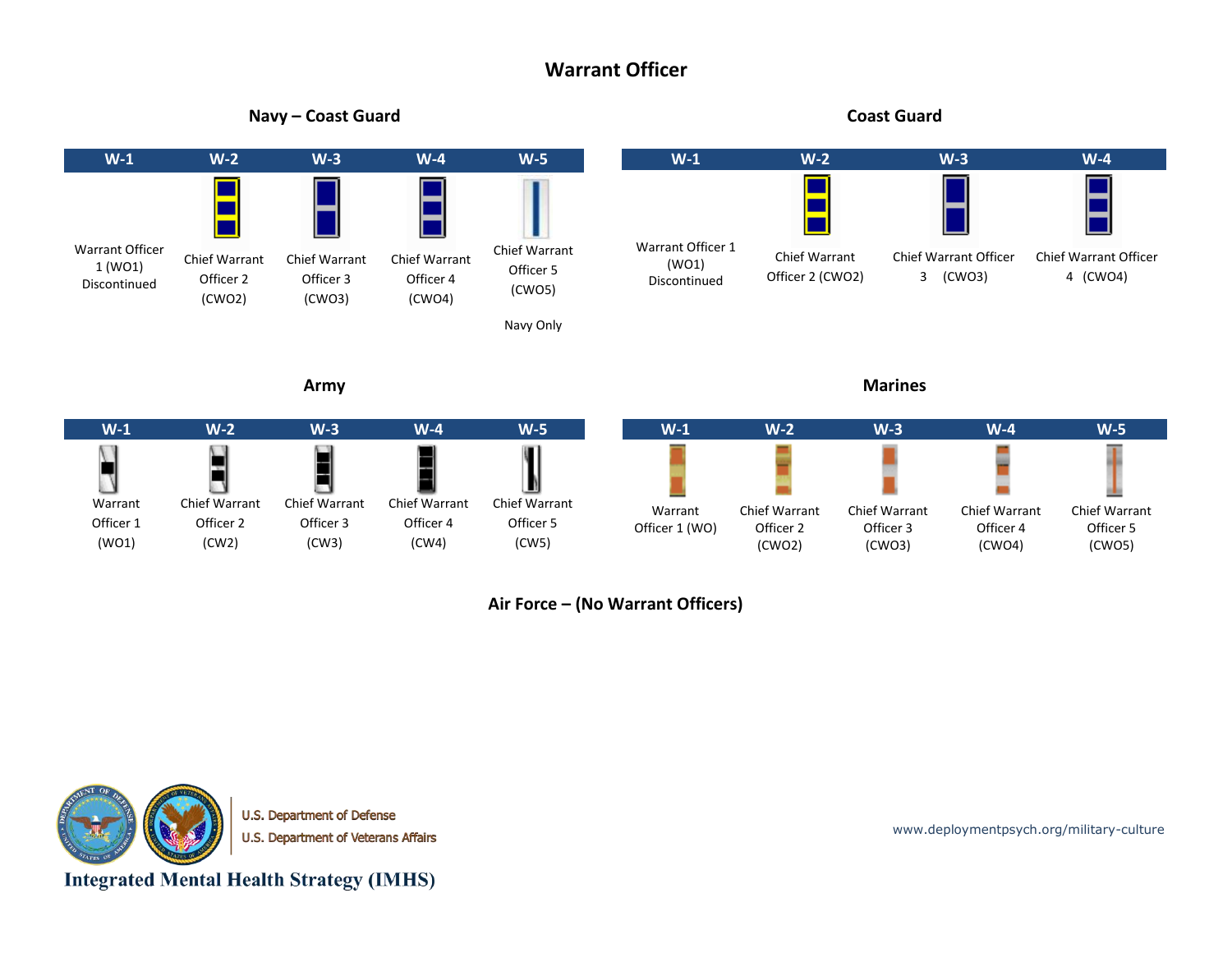# Warrant Officer

## Navy – Coast Guard

| W-1 | W-2 | W-3 | W-4 | W-5 |
|---|---|---|---|---|
| Warrant Officer 1 (WO1) Discontinued | Chief Warrant Officer 2 (CWO2) | Chief Warrant Officer 3 (CWO3) | Chief Warrant Officer 4 (CWO4) | Chief Warrant Officer 5 (CWO5) Navy Only |

## Coast Guard

| W-1 | W-2 | W-3 | W-4 |
|---|---|---|---|
| Warrant Officer 1 (WO1) Discontinued | Chief Warrant Officer 2 (CWO2) | Chief Warrant Officer 3 (CWO3) | Chief Warrant Officer 4 (CWO4) |

## Army

| W-1 | W-2 | W-3 | W-4 | W-5 |
|---|---|---|---|---|
| Warrant Officer 1 (WO1) | Chief Warrant Officer 2 (CW2) | Chief Warrant Officer 3 (CW3) | Chief Warrant Officer 4 (CW4) | Chief Warrant Officer 5 (CW5) |

## Marines

| W-1 | W-2 | W-3 | W-4 | W-5 |
|---|---|---|---|---|
| Warrant Officer 1 (WO) | Chief Warrant Officer 2 (CWO2) | Chief Warrant Officer 3 (CWO3) | Chief Warrant Officer 4 (CWO4) | Chief Warrant Officer 5 (CWO5) |

## Air Force – (No Warrant Officers)

U.S. Department of Defense
U.S. Department of Veterans Affairs

Integrated Mental Health Strategy (IMHS)

www.deploymentpsych.org/military-culture